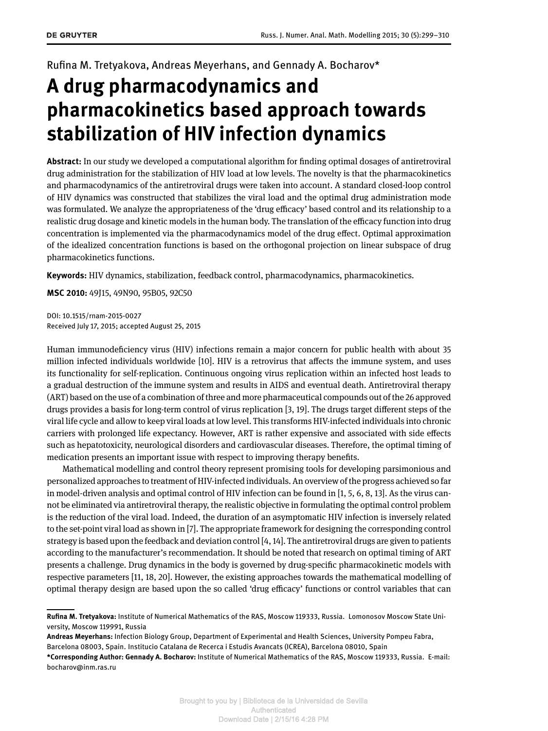Rufina M. Tretyakova, Andreas Meyerhans, and Gennady A. Bocharov*

# A drug pharmacodynamics and pharmacokinetics based approach towards stabilization of HIV infection dynamics

**Abstract:** In our study we developed a computational algorithm for finding optimal dosages of antiretroviral drug administration for the stabilization of HIV load at low levels. The novelty is that the pharmacokinetics and pharmacodynamics of the antiretroviral drugs were taken into account. A standard closed-loop control of HIV dynamics was constructed that stabilizes the viral load and the optimal drug administration mode was formulated. We analyze the appropriateness of the 'drug efficacy' based control and its relationship to a realistic drug dosage and kinetic models in the human body. The translation of the efficacy function into drug concentration is implemented via the pharmacodynamics model of the drug effect. Optimal approximation of the idealized concentration functions is based on the orthogonal projection on linear subspace of drug pharmacokinetics functions.

**Keywords:** HIV dynamics, stabilization, feedback control, pharmacodynamics, pharmacokinetics.

**MSC 2010:** 49J15, 49N90, 95B05, 92C50

DOI: 10.1515/rnam-2015-0027
Received July 17, 2015; accepted August 25, 2015

Human immunodeficiency virus (HIV) infections remain a major concern for public health with about 35 million infected individuals worldwide [10]. HIV is a retrovirus that affects the immune system, and uses its functionality for self-replication. Continuous ongoing virus replication within an infected host leads to a gradual destruction of the immune system and results in AIDS and eventual death. Antiretroviral therapy (ART) based on the use of a combination of three and more pharmaceutical compounds out of the 26 approved drugs provides a basis for long-term control of virus replication [3, 19]. The drugs target different steps of the viral life cycle and allow to keep viral loads at low level. This transforms HIV-infected individuals into chronic carriers with prolonged life expectancy. However, ART is rather expensive and associated with side effects such as hepatotoxicity, neurological disorders and cardiovascular diseases. Therefore, the optimal timing of medication presents an important issue with respect to improving therapy benefits.

Mathematical modelling and control theory represent promising tools for developing parsimonious and personalized approaches to treatment of HIV-infected individuals. An overview of the progress achieved so far in model-driven analysis and optimal control of HIV infection can be found in [1, 5, 6, 8, 13]. As the virus cannot be eliminated via antiretroviral therapy, the realistic objective in formulating the optimal control problem is the reduction of the viral load. Indeed, the duration of an asymptomatic HIV infection is inversely related to the set-point viral load as shown in [7]. The appropriate framework for designing the corresponding control strategy is based upon the feedback and deviation control [4, 14]. The antiretroviral drugs are given to patients according to the manufacturer's recommendation. It should be noted that research on optimal timing of ART presents a challenge. Drug dynamics in the body is governed by drug-specific pharmacokinetic models with respective parameters [11, 18, 20]. However, the existing approaches towards the mathematical modelling of optimal therapy design are based upon the so called 'drug efficacy' functions or control variables that can

---

**Rufina M. Tretyakova:** Institute of Numerical Mathematics of the RAS, Moscow 119333, Russia. Lomonosov Moscow State University, Moscow 119991, Russia

**Andreas Meyerhans:** Infection Biology Group, Department of Experimental and Health Sciences, University Pompeu Fabra, Barcelona 08003, Spain. Institucio Catalana de Recerca i Estudis Avancats (ICREA), Barcelona 08010, Spain

***Corresponding Author: Gennady A. Bocharov:** Institute of Numerical Mathematics of the RAS, Moscow 119333, Russia. E-mail: bocharov@inm.ras.ru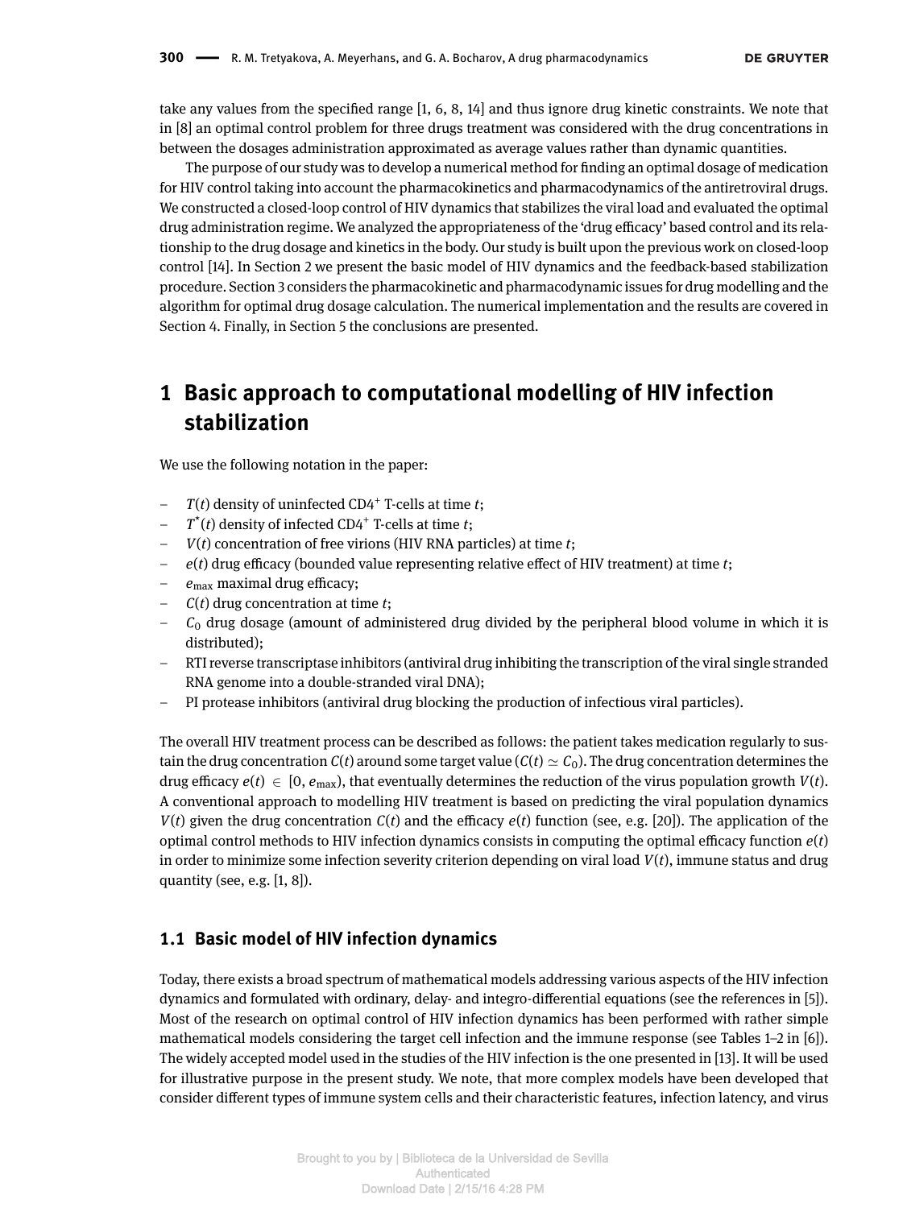take any values from the specified range [1, 6, 8, 14] and thus ignore drug kinetic constraints. We note that in [8] an optimal control problem for three drugs treatment was considered with the drug concentrations in between the dosages administration approximated as average values rather than dynamic quantities.

The purpose of our study was to develop a numerical method for finding an optimal dosage of medication for HIV control taking into account the pharmacokinetics and pharmacodynamics of the antiretroviral drugs. We constructed a closed-loop control of HIV dynamics that stabilizes the viral load and evaluated the optimal drug administration regime. We analyzed the appropriateness of the 'drug efficacy' based control and its relationship to the drug dosage and kinetics in the body. Our study is built upon the previous work on closed-loop control [14]. In Section 2 we present the basic model of HIV dynamics and the feedback-based stabilization procedure. Section 3 considers the pharmacokinetic and pharmacodynamic issues for drug modelling and the algorithm for optimal drug dosage calculation. The numerical implementation and the results are covered in Section 4. Finally, in Section 5 the conclusions are presented.

# 1 Basic approach to computational modelling of HIV infection stabilization

We use the following notation in the paper:

- $T(t)$ density of uninfected CD4$^+$ T-cells at time $t$;
- $T^*(t)$ density of infected CD4$^+$ T-cells at time $t$;
- $V(t)$ concentration of free virions (HIV RNA particles) at time $t$;
- $e(t)$ drug efficacy (bounded value representing relative effect of HIV treatment) at time $t$;
- $e_{\max}$ maximal drug efficacy;
- $C(t)$ drug concentration at time $t$;
- $C_0$ drug dosage (amount of administered drug divided by the peripheral blood volume in which it is distributed);
- RTI reverse transcriptase inhibitors (antiviral drug inhibiting the transcription of the viral single stranded RNA genome into a double-stranded viral DNA);
- PI protease inhibitors (antiviral drug blocking the production of infectious viral particles).

The overall HIV treatment process can be described as follows: the patient takes medication regularly to sustain the drug concentration $C(t)$ around some target value ($C(t) \simeq C_0$). The drug concentration determines the drug efficacy $e(t) \in [0, e_{\max})$, that eventually determines the reduction of the virus population growth $V(t)$. A conventional approach to modelling HIV treatment is based on predicting the viral population dynamics $V(t)$ given the drug concentration $C(t)$ and the efficacy $e(t)$ function (see, e.g. [20]). The application of the optimal control methods to HIV infection dynamics consists in computing the optimal efficacy function $e(t)$ in order to minimize some infection severity criterion depending on viral load $V(t)$, immune status and drug quantity (see, e.g. [1, 8]).

## 1.1 Basic model of HIV infection dynamics

Today, there exists a broad spectrum of mathematical models addressing various aspects of the HIV infection dynamics and formulated with ordinary, delay- and integro-differential equations (see the references in [5]). Most of the research on optimal control of HIV infection dynamics has been performed with rather simple mathematical models considering the target cell infection and the immune response (see Tables 1–2 in [6]). The widely accepted model used in the studies of the HIV infection is the one presented in [13]. It will be used for illustrative purpose in the present study. We note, that more complex models have been developed that consider different types of immune system cells and their characteristic features, infection latency, and virus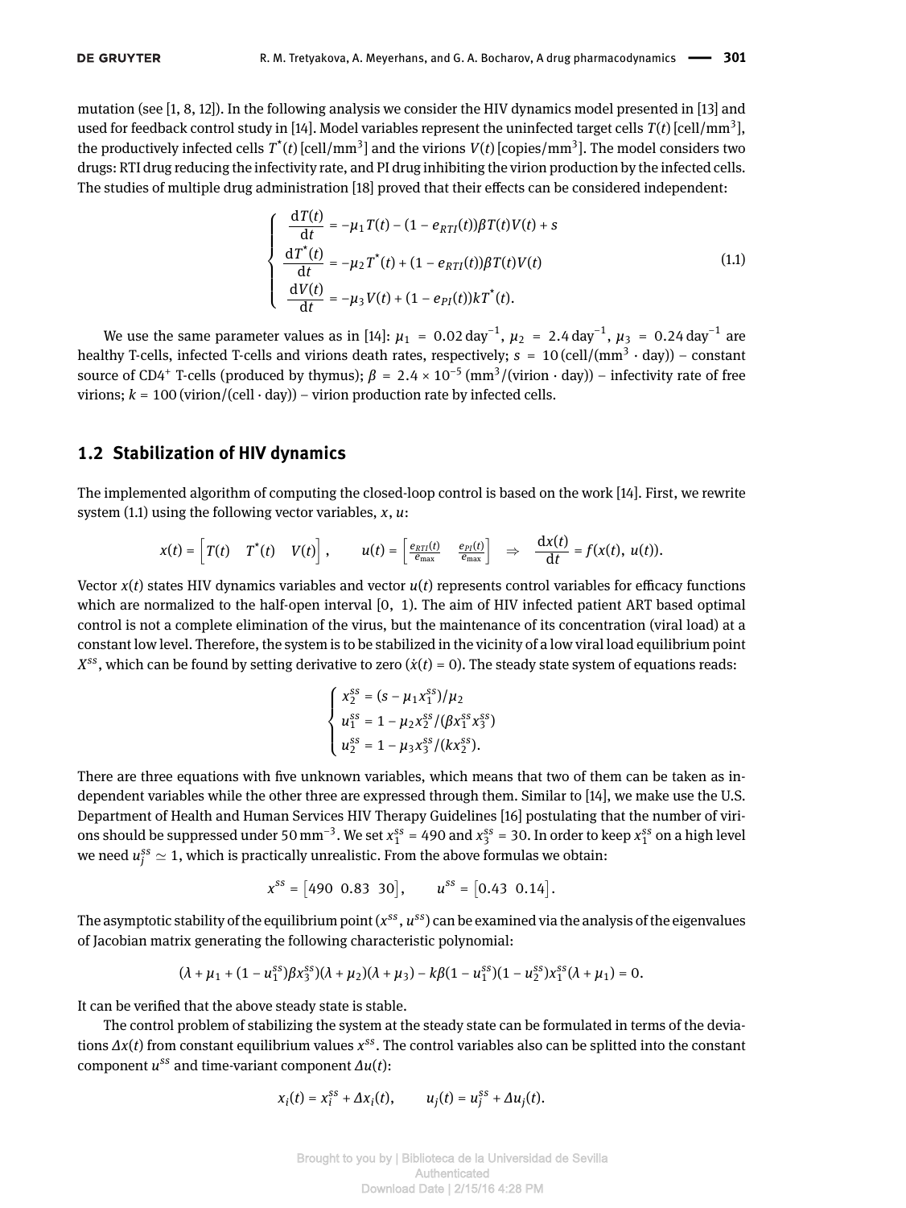mutation (see [1, 8, 12]). In the following analysis we consider the HIV dynamics model presented in [13] and used for feedback control study in [14]. Model variables represent the uninfected target cells $T(t)$ [cell/mm$^3$], the productively infected cells $T^*(t)$ [cell/mm$^3$] and the virions $V(t)$ [copies/mm$^3$]. The model considers two drugs: RTI drug reducing the infectivity rate, and PI drug inhibiting the virion production by the infected cells. The studies of multiple drug administration [18] proved that their effects can be considered independent:

$$
\begin{cases}
\dfrac{\mathrm{d}T(t)}{\mathrm{d}t} = -\mu_1 T(t) - (1 - e_{RTI}(t))\beta T(t)V(t) + s \\
\dfrac{\mathrm{d}T^*(t)}{\mathrm{d}t} = -\mu_2 T^*(t) + (1 - e_{RTI}(t))\beta T(t)V(t) \\
\dfrac{\mathrm{d}V(t)}{\mathrm{d}t} = -\mu_3 V(t) + (1 - e_{PI}(t))kT^*(t).
\end{cases}
\tag{1.1}
$$

We use the same parameter values as in [14]: $\mu_1 = 0.02\,\text{day}^{-1}$, $\mu_2 = 2.4\,\text{day}^{-1}$, $\mu_3 = 0.24\,\text{day}^{-1}$ are healthy T-cells, infected T-cells and virions death rates, respectively; $s = 10\,(\text{cell}/(\text{mm}^3 \cdot \text{day}))$ – constant source of CD4$^+$ T-cells (produced by thymus); $\beta = 2.4 \times 10^{-5}\,(\text{mm}^3/(\text{virion} \cdot \text{day}))$ – infectivity rate of free virions; $k = 100\,(\text{virion}/(\text{cell} \cdot \text{day}))$ – virion production rate by infected cells.

## 1.2 Stabilization of HIV dynamics

The implemented algorithm of computing the closed-loop control is based on the work [14]. First, we rewrite system (1.1) using the following vector variables, $x$, $u$:

$$
x(t) = \begin{bmatrix} T(t) & T^*(t) & V(t) \end{bmatrix}, \qquad u(t) = \begin{bmatrix} \frac{e_{RTI}(t)}{e_{\max}} & \frac{e_{PI}(t)}{e_{\max}} \end{bmatrix} \quad \Rightarrow \quad \frac{\mathrm{d}x(t)}{\mathrm{d}t} = f(x(t),\, u(t)).
$$

Vector $x(t)$ states HIV dynamics variables and vector $u(t)$ represents control variables for efficacy functions which are normalized to the half-open interval $[0,\ 1)$. The aim of HIV infected patient ART based optimal control is not a complete elimination of the virus, but the maintenance of its concentration (viral load) at a constant low level. Therefore, the system is to be stabilized in the vicinity of a low viral load equilibrium point $X^{ss}$, which can be found by setting derivative to zero ($\dot{x}(t) = 0$). The steady state system of equations reads:

$$
\begin{cases}
x_2^{ss} = (s - \mu_1 x_1^{ss})/\mu_2 \\
u_1^{ss} = 1 - \mu_2 x_2^{ss}/(\beta x_1^{ss} x_3^{ss}) \\
u_2^{ss} = 1 - \mu_3 x_3^{ss}/(k x_2^{ss}).
\end{cases}
$$

There are three equations with five unknown variables, which means that two of them can be taken as independent variables while the other three are expressed through them. Similar to [14], we make use the U.S. Department of Health and Human Services HIV Therapy Guidelines [16] postulating that the number of virions should be suppressed under $50\,\text{mm}^{-3}$. We set $x_1^{ss} = 490$ and $x_3^{ss} = 30$. In order to keep $x_1^{ss}$ on a high level we need $u_j^{ss} \simeq 1$, which is practically unrealistic. From the above formulas we obtain:

$$
x^{ss} = \begin{bmatrix} 490 & 0.83 & 30 \end{bmatrix}, \qquad u^{ss} = \begin{bmatrix} 0.43 & 0.14 \end{bmatrix}.
$$

The asymptotic stability of the equilibrium point $(x^{ss}, u^{ss})$ can be examined via the analysis of the eigenvalues of Jacobian matrix generating the following characteristic polynomial:

$$
(\lambda + \mu_1 + (1 - u_1^{ss})\beta x_3^{ss})(\lambda + \mu_2)(\lambda + \mu_3) - k\beta(1 - u_1^{ss})(1 - u_2^{ss})x_1^{ss}(\lambda + \mu_1) = 0.
$$

It can be verified that the above steady state is stable.

The control problem of stabilizing the system at the steady state can be formulated in terms of the deviations $\Delta x(t)$ from constant equilibrium values $x^{ss}$. The control variables also can be splitted into the constant component $u^{ss}$ and time-variant component $\Delta u(t)$:

$$
x_i(t) = x_i^{ss} + \Delta x_i(t), \qquad u_j(t) = u_j^{ss} + \Delta u_j(t).
$$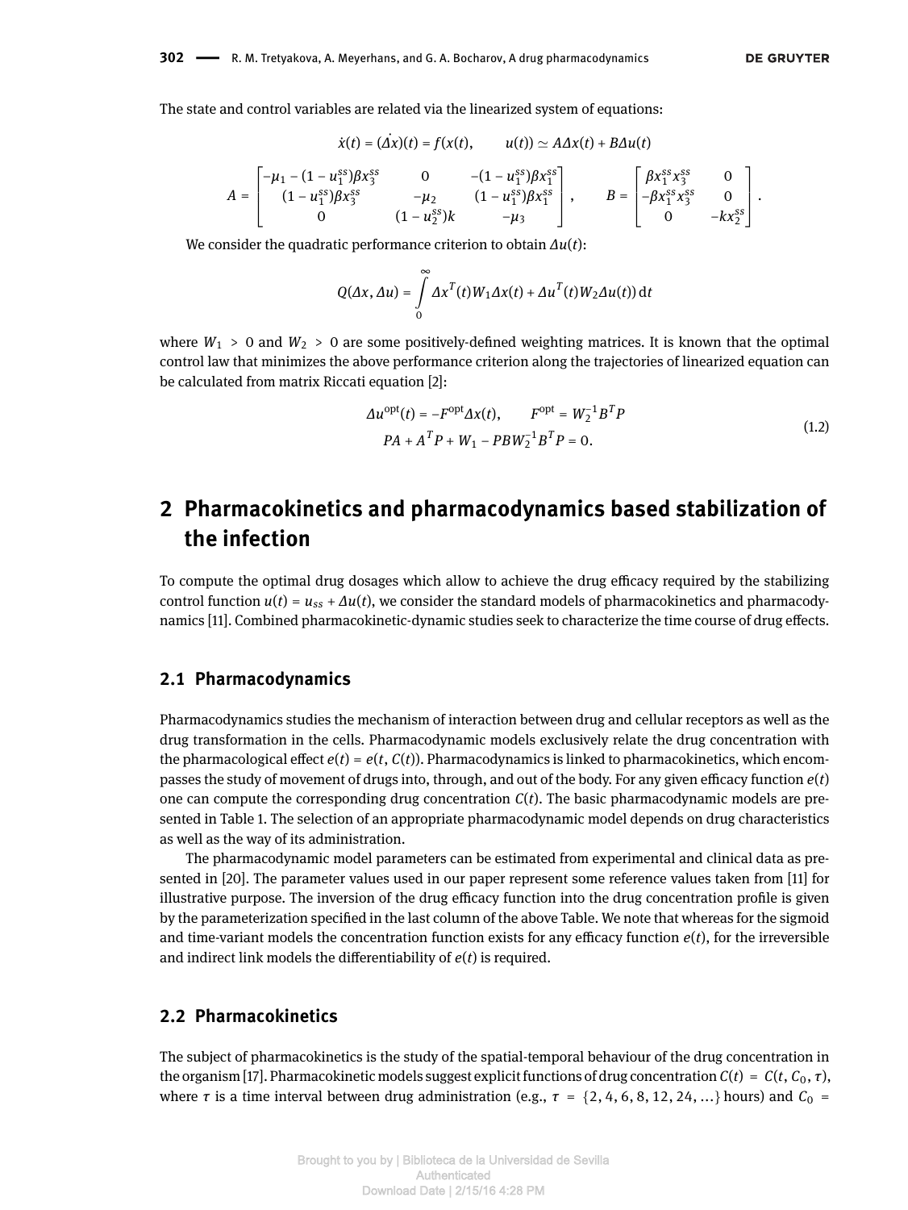The state and control variables are related via the linearized system of equations:

$$\dot{x}(t) = (\dot{\Delta x})(t) = f(x(t), \qquad u(t)) \simeq A\Delta x(t) + B\Delta u(t)$$

$$A = \begin{bmatrix} -\mu_1 - (1 - u_1^{ss})\beta x_3^{ss} & 0 & -(1 - u_1^{ss})\beta x_1^{ss} \\ (1 - u_1^{ss})\beta x_3^{ss} & -\mu_2 & (1 - u_1^{ss})\beta x_1^{ss} \\ 0 & (1 - u_2^{ss})k & -\mu_3 \end{bmatrix}, \qquad B = \begin{bmatrix} \beta x_1^{ss} x_3^{ss} & 0 \\ -\beta x_1^{ss} x_3^{ss} & 0 \\ 0 & -k x_2^{ss} \end{bmatrix}.$$

We consider the quadratic performance criterion to obtain $\Delta u(t)$:

$$Q(\Delta x, \Delta u) = \int_0^\infty \Delta x^T(t) W_1 \Delta x(t) + \Delta u^T(t) W_2 \Delta u(t))\, \mathrm{d}t$$

where $W_1 > 0$ and $W_2 > 0$ are some positively-defined weighting matrices. It is known that the optimal control law that minimizes the above performance criterion along the trajectories of linearized equation can be calculated from matrix Riccati equation [2]:

$$\begin{aligned} \Delta u^{\text{opt}}(t) = -F^{\text{opt}} \Delta x(t), \qquad F^{\text{opt}} = W_2^{-1} B^T P \\ PA + A^T P + W_1 - P B W_2^{-1} B^T P = 0. \end{aligned} \tag{1.2}$$

## 2 Pharmacokinetics and pharmacodynamics based stabilization of the infection

To compute the optimal drug dosages which allow to achieve the drug efficacy required by the stabilizing control function $u(t) = u_{ss} + \Delta u(t)$, we consider the standard models of pharmacokinetics and pharmacodynamics [11]. Combined pharmacokinetic-dynamic studies seek to characterize the time course of drug effects.

### 2.1 Pharmacodynamics

Pharmacodynamics studies the mechanism of interaction between drug and cellular receptors as well as the drug transformation in the cells. Pharmacodynamic models exclusively relate the drug concentration with the pharmacological effect $e(t) = e(t, C(t))$. Pharmacodynamics is linked to pharmacokinetics, which encompasses the study of movement of drugs into, through, and out of the body. For any given efficacy function $e(t)$ one can compute the corresponding drug concentration $C(t)$. The basic pharmacodynamic models are presented in Table 1. The selection of an appropriate pharmacodynamic model depends on drug characteristics as well as the way of its administration.

The pharmacodynamic model parameters can be estimated from experimental and clinical data as presented in [20]. The parameter values used in our paper represent some reference values taken from [11] for illustrative purpose. The inversion of the drug efficacy function into the drug concentration profile is given by the parameterization specified in the last column of the above Table. We note that whereas for the sigmoid and time-variant models the concentration function exists for any efficacy function $e(t)$, for the irreversible and indirect link models the differentiability of $e(t)$ is required.

### 2.2 Pharmacokinetics

The subject of pharmacokinetics is the study of the spatial-temporal behaviour of the drug concentration in the organism [17]. Pharmacokinetic models suggest explicit functions of drug concentration $C(t) = C(t, C_0, \tau)$, where $\tau$ is a time interval between drug administration (e.g., $\tau = \{2, 4, 6, 8, 12, 24, \ldots\}$ hours) and $C_0 =$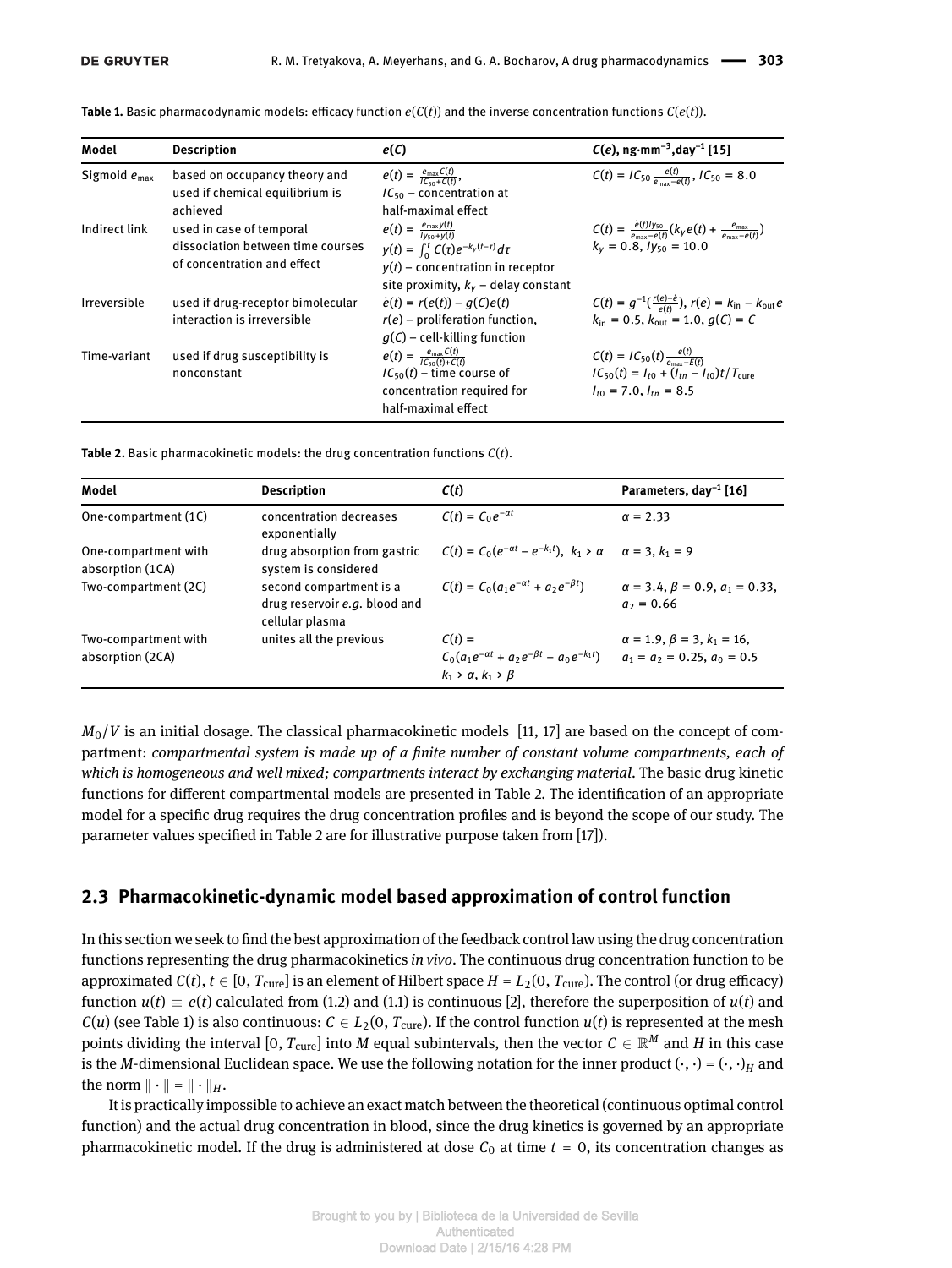**Table 1.** Basic pharmacodynamic models: efficacy function $e(C(t))$ and the inverse concentration functions $C(e(t))$.

| Model | Description | $e(C)$ | $C(e)$, ng·mm$^{-3}$,day$^{-1}$ [15] |
|---|---|---|---|
| Sigmoid $e_{\max}$ | based on occupancy theory and used if chemical equilibrium is achieved | $e(t) = \frac{e_{\max} C(t)}{IC_{50}+C(t)}$, $IC_{50}$ – concentration at half-maximal effect | $C(t) = IC_{50} \frac{e(t)}{e_{\max}-e(t)}$, $IC_{50} = 8.0$ |
| Indirect link | used in case of temporal dissociation between time courses of concentration and effect | $e(t) = \frac{e_{\max} y(t)}{Iy_{50}+y(t)}$ $y(t) = \int_0^t C(\tau)e^{-k_y(t-\tau)}d\tau$ $y(t)$ – concentration in receptor site proximity, $k_y$ – delay constant | $C(t) = \frac{\dot{e}(t)Iy_{50}}{e_{\max}-e(t)}(k_y e(t) + \frac{e_{\max}}{e_{\max}-e(t)})$ $k_y = 0.8$, $Iy_{50} = 10.0$ |
| Irreversible | used if drug-receptor bimolecular interaction is irreversible | $\dot{e}(t) = r(e(t)) - g(C)e(t)$ $r(e)$ – proliferation function, $g(C)$ – cell-killing function | $C(t) = g^{-1}(\frac{r(e)-\dot{e}}{e(t)})$, $r(e) = k_{\text{in}} - k_{\text{out}} e$ $k_{\text{in}} = 0.5$, $k_{\text{out}} = 1.0$, $g(C) = C$ |
| Time-variant | used if drug susceptibility is nonconstant | $e(t) = \frac{e_{\max} C(t)}{IC_{50}(t)+C(t)}$ $IC_{50}(t)$ – time course of concentration required for half-maximal effect | $C(t) = IC_{50}(t)\frac{e(t)}{e_{\max}-E(t)}$ $IC_{50}(t) = I_{t0} + (I_{tn} - I_{t0})t/T_{\text{cure}}$ $I_{t0} = 7.0$, $I_{tn} = 8.5$ |

**Table 2.** Basic pharmacokinetic models: the drug concentration functions $C(t)$.

| Model | Description | $C(t)$ | Parameters, day$^{-1}$ [16] |
|---|---|---|---|
| One-compartment (1C) | concentration decreases exponentially | $C(t) = C_0 e^{-\alpha t}$ | $\alpha = 2.33$ |
| One-compartment with absorption (1CA) | drug absorption from gastric system is considered | $C(t) = C_0(e^{-\alpha t} - e^{-k_1 t})$, $k_1 > \alpha$ | $\alpha = 3$, $k_1 = 9$ |
| Two-compartment (2C) | second compartment is a drug reservoir *e.g.* blood and cellular plasma | $C(t) = C_0(a_1 e^{-\alpha t} + a_2 e^{-\beta t})$ | $\alpha = 3.4$, $\beta = 0.9$, $a_1 = 0.33$, $a_2 = 0.66$ |
| Two-compartment with absorption (2CA) | unites all the previous | $C(t) = C_0(a_1 e^{-\alpha t} + a_2 e^{-\beta t} - a_0 e^{-k_1 t})$ $k_1 > \alpha$, $k_1 > \beta$ | $\alpha = 1.9$, $\beta = 3$, $k_1 = 16$, $a_1 = a_2 = 0.25$, $a_0 = 0.5$ |

$M_0/V$ is an initial dosage. The classical pharmacokinetic models [11, 17] are based on the concept of compartment: *compartmental system is made up of a finite number of constant volume compartments, each of which is homogeneous and well mixed; compartments interact by exchanging material*. The basic drug kinetic functions for different compartmental models are presented in Table 2. The identification of an appropriate model for a specific drug requires the drug concentration profiles and is beyond the scope of our study. The parameter values specified in Table 2 are for illustrative purpose taken from [17]).

## 2.3 Pharmacokinetic-dynamic model based approximation of control function

In this section we seek to find the best approximation of the feedback control law using the drug concentration functions representing the drug pharmacokinetics *in vivo*. The continuous drug concentration function to be approximated $C(t)$, $t \in [0, T_{\text{cure}}]$ is an element of Hilbert space $H = L_2(0, T_{\text{cure}})$. The control (or drug efficacy) function $u(t) \equiv e(t)$ calculated from (1.2) and (1.1) is continuous [2], therefore the superposition of $u(t)$ and $C(u)$ (see Table 1) is also continuous: $C \in L_2(0, T_{\text{cure}})$. If the control function $u(t)$ is represented at the mesh points dividing the interval $[0, T_{\text{cure}}]$ into $M$ equal subintervals, then the vector $C \in \mathbb{R}^M$ and $H$ in this case is the $M$-dimensional Euclidean space. We use the following notation for the inner product $(\cdot, \cdot) = (\cdot, \cdot)_H$ and the norm $\|\cdot\| = \|\cdot\|_H$.

It is practically impossible to achieve an exact match between the theoretical (continuous optimal control function) and the actual drug concentration in blood, since the drug kinetics is governed by an appropriate pharmacokinetic model. If the drug is administered at dose $C_0$ at time $t = 0$, its concentration changes as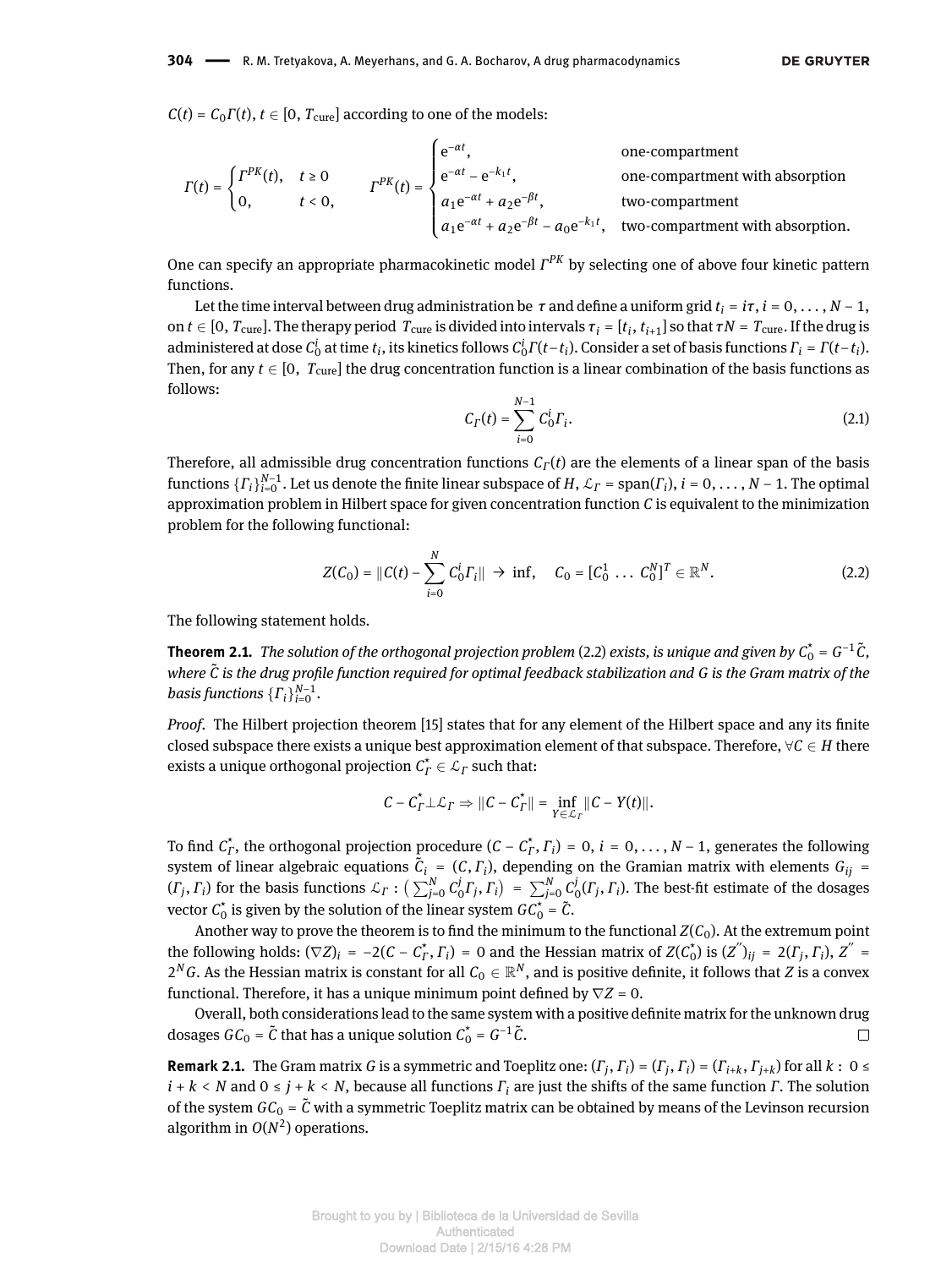$C(t) = C_0\Gamma(t)$, $t \in [0, T_{\text{cure}}]$ according to one of the models:

$$\Gamma(t) = \begin{cases} \Gamma^{PK}(t), & t \geq 0 \\ 0, & t < 0, \end{cases} \qquad \Gamma^{PK}(t) = \begin{cases} \mathrm{e}^{-\alpha t}, & \text{one-compartment} \\ \mathrm{e}^{-\alpha t} - \mathrm{e}^{-k_1 t}, & \text{one-compartment with absorption} \\ a_1\mathrm{e}^{-\alpha t} + a_2\mathrm{e}^{-\beta t}, & \text{two-compartment} \\ a_1\mathrm{e}^{-\alpha t} + a_2\mathrm{e}^{-\beta t} - a_0\mathrm{e}^{-k_1 t}, & \text{two-compartment with absorption.} \end{cases}$$

One can specify an appropriate pharmacokinetic model $\Gamma^{PK}$ by selecting one of above four kinetic pattern functions.

Let the time interval between drug administration be $\tau$ and define a uniform grid $t_i = i\tau$, $i = 0, \ldots, N-1$, on $t \in [0, T_{\text{cure}}]$. The therapy period $T_{\text{cure}}$ is divided into intervals $\tau_i = [t_i, t_{i+1}]$ so that $\tau N = T_{\text{cure}}$. If the drug is administered at dose $C_0^i$ at time $t_i$, its kinetics follows $C_0^i\Gamma(t-t_i)$. Consider a set of basis functions $\Gamma_i = \Gamma(t-t_i)$. Then, for any $t \in [0, T_{\text{cure}}]$ the drug concentration function is a linear combination of the basis functions as follows:

$$C_\Gamma(t) = \sum_{i=0}^{N-1} C_0^i\Gamma_i. \tag{2.1}$$

Therefore, all admissible drug concentration functions $C_\Gamma(t)$ are the elements of a linear span of the basis functions $\{\Gamma_i\}_{i=0}^{N-1}$. Let us denote the finite linear subspace of $H$, $\mathcal{L}_\Gamma = \text{span}(\Gamma_i)$, $i = 0, \ldots, N-1$. The optimal approximation problem in Hilbert space for given concentration function $C$ is equivalent to the minimization problem for the following functional:

$$Z(C_0) = \|C(t) - \sum_{i=0}^{N} C_0^i\Gamma_i\| \to \inf, \quad C_0 = [C_0^1 \ \ldots \ C_0^N]^T \in \mathbb{R}^N. \tag{2.2}$$

The following statement holds.

**Theorem 2.1.** *The solution of the orthogonal projection problem* (2.2) *exists, is unique and given by* $C_0^\star = G^{-1}\tilde{C}$, *where* $\tilde{C}$ *is the drug profile function required for optimal feedback stabilization and* $G$ *is the Gram matrix of the basis functions* $\{\Gamma_i\}_{i=0}^{N-1}$.

*Proof.* The Hilbert projection theorem [15] states that for any element of the Hilbert space and any its finite closed subspace there exists a unique best approximation element of that subspace. Therefore, $\forall C \in H$ there exists a unique orthogonal projection $C_\Gamma^\star \in \mathcal{L}_\Gamma$ such that:

$$C - C_\Gamma^\star \perp \mathcal{L}_\Gamma \Rightarrow \|C - C_\Gamma^\star\| = \inf_{Y \in \mathcal{L}_\Gamma} \|C - Y(t)\|.$$

To find $C_\Gamma^\star$, the orthogonal projection procedure $(C - C_\Gamma^\star, \Gamma_i) = 0$, $i = 0, \ldots, N-1$, generates the following system of linear algebraic equations $\tilde{C}_i = (C, \Gamma_i)$, depending on the Gramian matrix with elements $G_{ij} = (\Gamma_j, \Gamma_i)$ for the basis functions $\mathcal{L}_\Gamma$ : $\left(\sum_{j=0}^N C_0^j\Gamma_j, \Gamma_i\right) = \sum_{j=0}^N C_0^j(\Gamma_j, \Gamma_i)$. The best-fit estimate of the dosages vector $C_0^\star$ is given by the solution of the linear system $GC_0^\star = \tilde{C}$.

Another way to prove the theorem is to find the minimum to the functional $Z(C_0)$. At the extremum point the following holds: $(\nabla Z)_i = -2(C - C_\Gamma^\star, \Gamma_i) = 0$ and the Hessian matrix of $Z(C_0^\star)$ is $(Z'')_{ij} = 2(\Gamma_j, \Gamma_i)$, $Z'' = 2^N G$. As the Hessian matrix is constant for all $C_0 \in \mathbb{R}^N$, and is positive definite, it follows that $Z$ is a convex functional. Therefore, it has a unique minimum point defined by $\nabla Z = 0$.

Overall, both considerations lead to the same system with a positive definite matrix for the unknown drug dosages $GC_0 = \tilde{C}$ that has a unique solution $C_0^\star = G^{-1}\tilde{C}$. □

**Remark 2.1.** The Gram matrix $G$ is a symmetric and Toeplitz one: $(\Gamma_j, \Gamma_i) = (\Gamma_j, \Gamma_i) = (\Gamma_{i+k}, \Gamma_{j+k})$ for all $k$ : $0 \leq i + k < N$ and $0 \leq j + k < N$, because all functions $\Gamma_i$ are just the shifts of the same function $\Gamma$. The solution of the system $GC_0 = \tilde{C}$ with a symmetric Toeplitz matrix can be obtained by means of the Levinson recursion algorithm in $O(N^2)$ operations.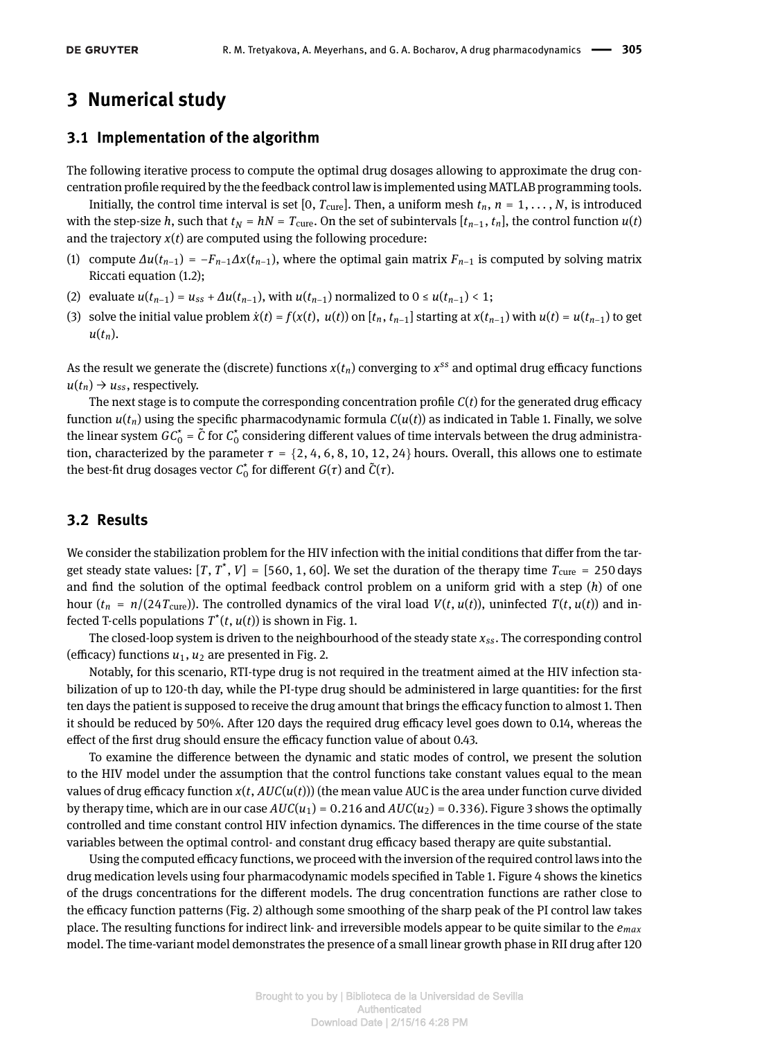# 3 Numerical study

## 3.1 Implementation of the algorithm

The following iterative process to compute the optimal drug dosages allowing to approximate the drug concentration profile required by the the feedback control law is implemented using MATLAB programming tools.

Initially, the control time interval is set $[0, T_{\text{cure}}]$. Then, a uniform mesh $t_n$, $n = 1, \ldots, N$, is introduced with the step-size $h$, such that $t_N = hN = T_{\text{cure}}$. On the set of subintervals $[t_{n-1}, t_n]$, the control function $u(t)$ and the trajectory $x(t)$ are computed using the following procedure:

(1) compute $\Delta u(t_{n-1}) = -F_{n-1}\Delta x(t_{n-1})$, where the optimal gain matrix $F_{n-1}$ is computed by solving matrix Riccati equation (1.2);

(2) evaluate $u(t_{n-1}) = u_{ss} + \Delta u(t_{n-1})$, with $u(t_{n-1})$ normalized to $0 \le u(t_{n-1}) < 1$;

(3) solve the initial value problem $\dot{x}(t) = f(x(t), u(t))$ on $[t_n, t_{n-1}]$ starting at $x(t_{n-1})$ with $u(t) = u(t_{n-1})$ to get $u(t_n)$.

As the result we generate the (discrete) functions $x(t_n)$ converging to $x^{ss}$ and optimal drug efficacy functions $u(t_n) \to u_{ss}$, respectively.

The next stage is to compute the corresponding concentration profile $C(t)$ for the generated drug efficacy function $u(t_n)$ using the specific pharmacodynamic formula $C(u(t))$ as indicated in Table 1. Finally, we solve the linear system $GC_0^\star = \tilde{C}$ for $C_0^\star$ considering different values of time intervals between the drug administration, characterized by the parameter $\tau = \{2, 4, 6, 8, 10, 12, 24\}$ hours. Overall, this allows one to estimate the best-fit drug dosages vector $C_0^\star$ for different $G(\tau)$ and $\tilde{C}(\tau)$.

## 3.2 Results

We consider the stabilization problem for the HIV infection with the initial conditions that differ from the target steady state values: $[T, T^*, V] = [560, 1, 60]$. We set the duration of the therapy time $T_{\text{cure}} = 250$ days and find the solution of the optimal feedback control problem on a uniform grid with a step ($h$) of one hour ($t_n = n/(24T_{\text{cure}})$). The controlled dynamics of the viral load $V(t, u(t))$, uninfected $T(t, u(t))$ and infected T-cells populations $T^*(t, u(t))$ is shown in Fig. 1.

The closed-loop system is driven to the neighbourhood of the steady state $x_{ss}$. The corresponding control (efficacy) functions $u_1$, $u_2$ are presented in Fig. 2.

Notably, for this scenario, RTI-type drug is not required in the treatment aimed at the HIV infection stabilization of up to 120-th day, while the PI-type drug should be administered in large quantities: for the first ten days the patient is supposed to receive the drug amount that brings the efficacy function to almost 1. Then it should be reduced by 50%. After 120 days the required drug efficacy level goes down to 0.14, whereas the effect of the first drug should ensure the efficacy function value of about 0.43.

To examine the difference between the dynamic and static modes of control, we present the solution to the HIV model under the assumption that the control functions take constant values equal to the mean values of drug efficacy function $x(t, AUC(u(t)))$ (the mean value AUC is the area under function curve divided by therapy time, which are in our case $AUC(u_1) = 0.216$ and $AUC(u_2) = 0.336$). Figure 3 shows the optimally controlled and time constant control HIV infection dynamics. The differences in the time course of the state variables between the optimal control- and constant drug efficacy based therapy are quite substantial.

Using the computed efficacy functions, we proceed with the inversion of the required control laws into the drug medication levels using four pharmacodynamic models specified in Table 1. Figure 4 shows the kinetics of the drugs concentrations for the different models. The drug concentration functions are rather close to the efficacy function patterns (Fig. 2) although some smoothing of the sharp peak of the PI control law takes place. The resulting functions for indirect link- and irreversible models appear to be quite similar to the $e_{max}$ model. The time-variant model demonstrates the presence of a small linear growth phase in RII drug after 120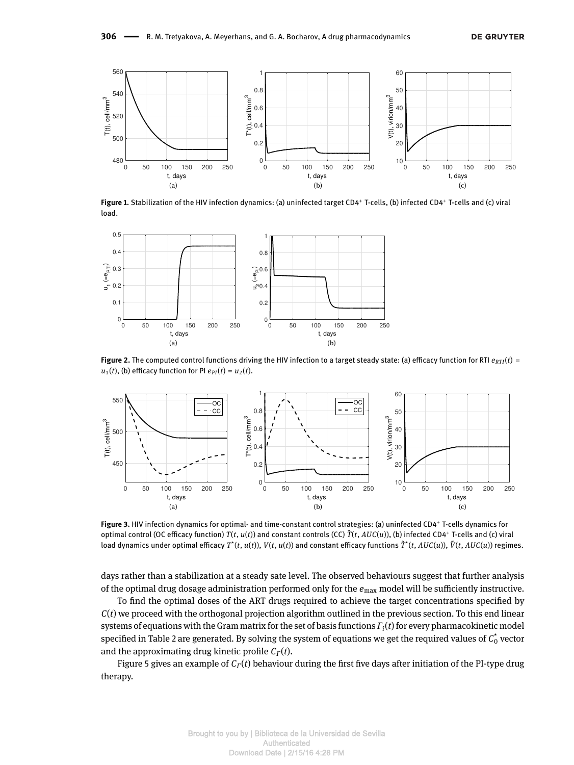560
540
520
500
480
T(t), cell/mm$^3$
0 50 100 150 200 250
t, days
(a)

1
0.8
0.6
0.4
0.2
0
T*(t), cell/mm$^3$
0 50 100 150 200 250
t, days
(b)

60
50
40
30
20
10
V(t), virion/mm$^3$
0 50 100 150 200 250
t, days
(c)

**Figure 1.** Stabilization of the HIV infection dynamics: (a) uninfected target CD4$^+$ T-cells, (b) infected CD4$^+$ T-cells and (c) viral load.

0.5
0.4
0.3
0.2
0.1
0
$u_1$ (=$e_{RTI}$)
0 50 100 150 200 250
t, days
(a)

1
0.8
0.6
0.4
0.2
0
$u_2$ (=$e_{PI}$)
0 50 100 150 200 250
t, days
(b)

**Figure 2.** The computed control functions driving the HIV infection to a target steady state: (a) efficacy function for RTI $e_{RTI}(t) = u_1(t)$, (b) efficacy function for PI $e_{PI}(t) = u_2(t)$.

550
500
450
T(t), cell/mm$^3$
OC
CC
0 50 100 150 200 250
t, days
(a)

1
0.8
0.6
0.4
0.2
0
T*(t), cell/mm$^3$
OC
CC
0 50 100 150 200 250
t, days
(b)

60
50
40
30
20
10
V(t), virion/mm$^3$
0 50 100 150 200 250
t, days
(c)

**Figure 3.** HIV infection dynamics for optimal- and time-constant control strategies: (a) uninfected CD4$^+$ T-cells dynamics for optimal control (OC efficacy function) $T(t, u(t))$ and constant controls (CC) $\tilde{T}(t, AUC(u))$, (b) infected CD4$^+$ T-cells and (c) viral load dynamics under optimal efficacy $T^*(t, u(t))$, $V(t, u(t))$ and constant efficacy functions $\tilde{T}^*(t, AUC(u))$, $\tilde{V}(t, AUC(u))$ regimes.

days rather than a stabilization at a steady sate level. The observed behaviours suggest that further analysis of the optimal drug dosage administration performed only for the $e_{\max}$ model will be sufficiently instructive.

To find the optimal doses of the ART drugs required to achieve the target concentrations specified by $C(t)$ we proceed with the orthogonal projection algorithm outlined in the previous section. To this end linear systems of equations with the Gram matrix for the set of basis functions $\Gamma_i(t)$ for every pharmacokinetic model specified in Table 2 are generated. By solving the system of equations we get the required values of $C_0^\star$ vector and the approximating drug kinetic profile $C_\Gamma(t)$.

Figure 5 gives an example of $C_\Gamma(t)$ behaviour during the first five days after initiation of the PI-type drug therapy.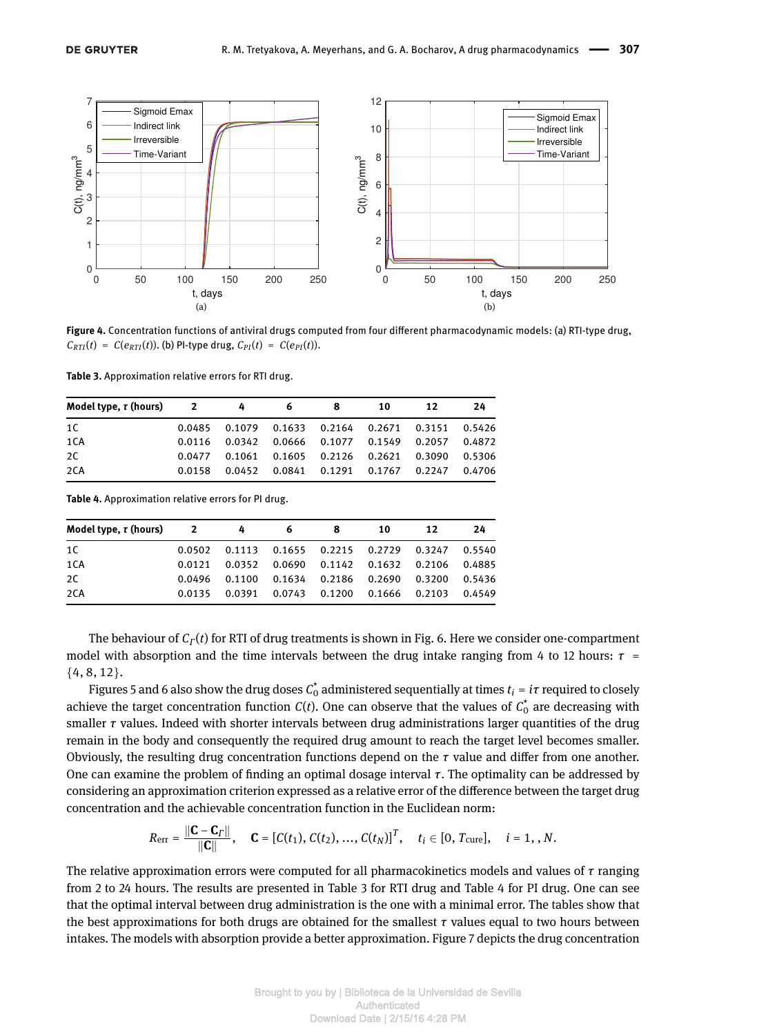**Figure 4.** Concentration functions of antiviral drugs computed from four different pharmacodynamic models: (a) RTI-type drug, $C_{RTI}(t) = C(e_{RTI}(t))$. (b) PI-type drug, $C_{PI}(t) = C(e_{PI}(t))$.

**Table 3.** Approximation relative errors for RTI drug.

| Model type, $\tau$ (hours) | 2 | 4 | 6 | 8 | 10 | 12 | 24 |
|---|---|---|---|---|---|---|---|
| 1C | 0.0485 | 0.1079 | 0.1633 | 0.2164 | 0.2671 | 0.3151 | 0.5426 |
| 1CA | 0.0116 | 0.0342 | 0.0666 | 0.1077 | 0.1549 | 0.2057 | 0.4872 |
| 2C | 0.0477 | 0.1061 | 0.1605 | 0.2126 | 0.2621 | 0.3090 | 0.5306 |
| 2CA | 0.0158 | 0.0452 | 0.0841 | 0.1291 | 0.1767 | 0.2247 | 0.4706 |

**Table 4.** Approximation relative errors for PI drug.

| Model type, $\tau$ (hours) | 2 | 4 | 6 | 8 | 10 | 12 | 24 |
|---|---|---|---|---|---|---|---|
| 1C | 0.0502 | 0.1113 | 0.1655 | 0.2215 | 0.2729 | 0.3247 | 0.5540 |
| 1CA | 0.0121 | 0.0352 | 0.0690 | 0.1142 | 0.1632 | 0.2106 | 0.4885 |
| 2C | 0.0496 | 0.1100 | 0.1634 | 0.2186 | 0.2690 | 0.3200 | 0.5436 |
| 2CA | 0.0135 | 0.0391 | 0.0743 | 0.1200 | 0.1666 | 0.2103 | 0.4549 |

The behaviour of $C_{\Gamma}(t)$ for RTI of drug treatments is shown in Fig. 6. Here we consider one-compartment model with absorption and the time intervals between the drug intake ranging from 4 to 12 hours: $\tau = \{4, 8, 12\}$.

Figures 5 and 6 also show the drug doses $C_0^{\star}$ administered sequentially at times $t_i = i\tau$ required to closely achieve the target concentration function $C(t)$. One can observe that the values of $C_0^{\star}$ are decreasing with smaller $\tau$ values. Indeed with shorter intervals between drug administrations larger quantities of the drug remain in the body and consequently the required drug amount to reach the target level becomes smaller. Obviously, the resulting drug concentration functions depend on the $\tau$ value and differ from one another. One can examine the problem of finding an optimal dosage interval $\tau$. The optimality can be addressed by considering an approximation criterion expressed as a relative error of the difference between the target drug concentration and the achievable concentration function in the Euclidean norm:

$$R_{\text{err}} = \frac{\|\mathbf{C} - \mathbf{C}_{\Gamma}\|}{\|\mathbf{C}\|}, \quad \mathbf{C} = [C(t_1), C(t_2), \ldots, C(t_N)]^T, \quad t_i \in [0, T_{\text{cure}}], \quad i = 1, , N.$$

The relative approximation errors were computed for all pharmacokinetics models and values of $\tau$ ranging from 2 to 24 hours. The results are presented in Table 3 for RTI drug and Table 4 for PI drug. One can see that the optimal interval between drug administration is the one with a minimal error. The tables show that the best approximations for both drugs are obtained for the smallest $\tau$ values equal to two hours between intakes. The models with absorption provide a better approximation. Figure 7 depicts the drug concentration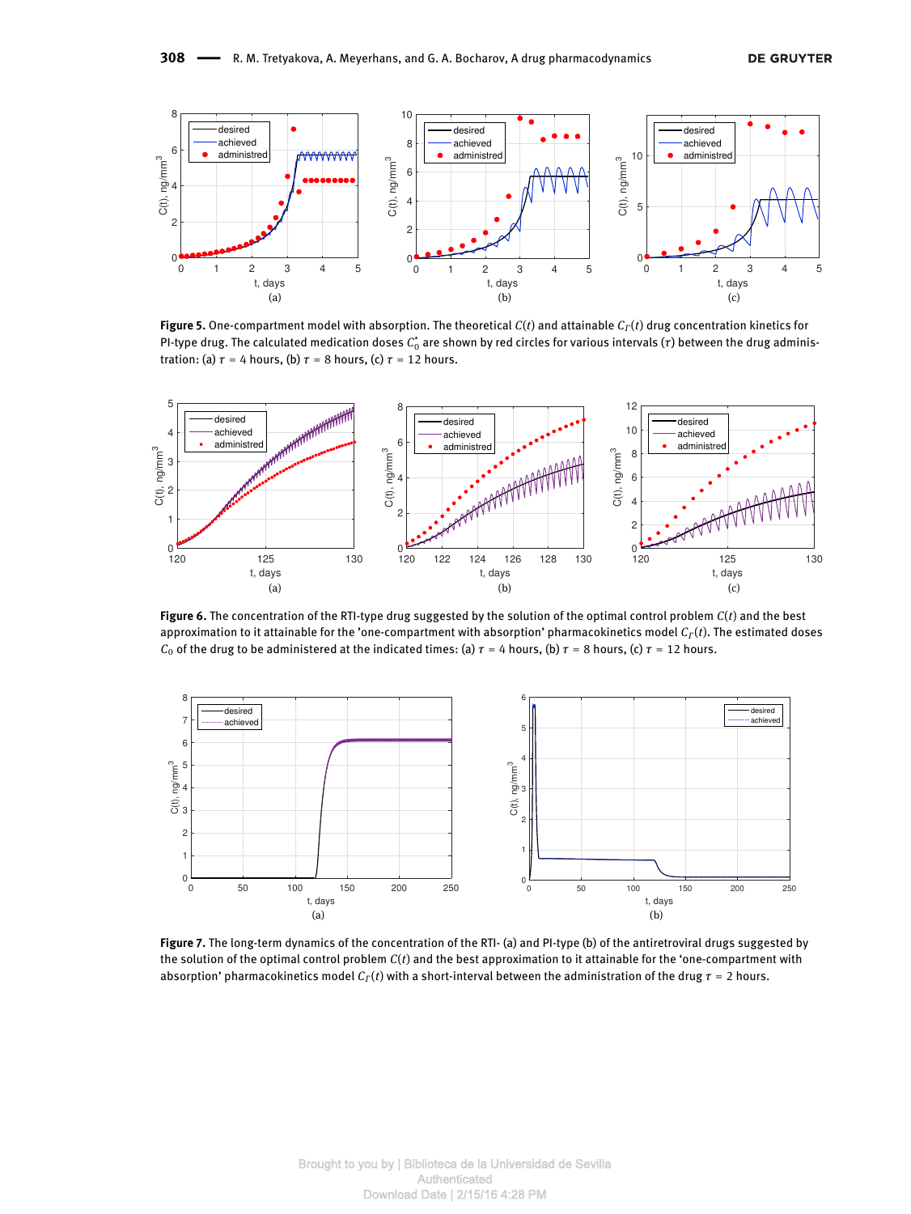0
1
2
3
4
5
t, days
(a)
C(t), ng/mm$^3$
desired
achieved
administred

0
1
2
3
4
5
t, days
(b)
C(t), ng/mm$^3$
desired
achieved
administred

0
1
2
3
4
5
t, days
(c)
C(t), ng/mm$^3$
desired
achieved
administred

**Figure 5.** One-compartment model with absorption. The theoretical $C(t)$ and attainable $C_\Gamma(t)$ drug concentration kinetics for PI-type drug. The calculated medication doses $C_0^*$ are shown by red circles for various intervals ($\tau$) between the drug administration: (a) $\tau$ = 4 hours, (b) $\tau$ = 8 hours, (c) $\tau$ = 12 hours.

120
125
130
t, days
(a)
C(t), ng/mm$^3$
desired
achieved
administred

120
122
124
126
128
130
t, days
(b)
C(t), ng/mm$^3$
desired
achieved
administred

120
125
130
t, days
(c)
C(t), ng/mm$^3$
desired
achieved
administred

**Figure 6.** The concentration of the RTI-type drug suggested by the solution of the optimal control problem $C(t)$ and the best approximation to it attainable for the 'one-compartment with absorption' pharmacokinetics model $C_\Gamma(t)$. The estimated doses $C_0$ of the drug to be administered at the indicated times: (a) $\tau$ = 4 hours, (b) $\tau$ = 8 hours, (c) $\tau$ = 12 hours.

0
50
100
150
200
250
t, days
(a)
C(t), ng/mm$^3$
desired
achieved

0
50
100
150
200
250
t, days
(b)
C(t), ng/mm$^3$
desired
achieved

**Figure 7.** The long-term dynamics of the concentration of the RTI- (a) and PI-type (b) of the antiretroviral drugs suggested by the solution of the optimal control problem $C(t)$ and the best approximation to it attainable for the 'one-compartment with absorption' pharmacokinetics model $C_\Gamma(t)$ with a short-interval between the administration of the drug $\tau$ = 2 hours.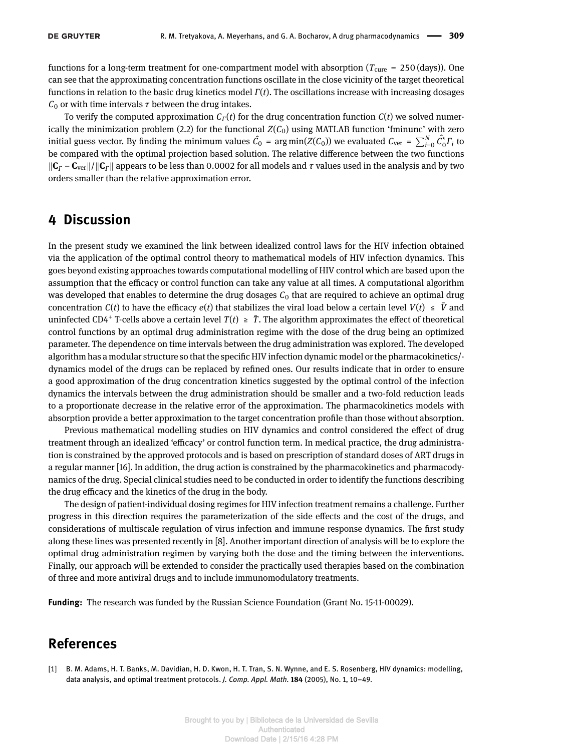functions for a long-term treatment for one-compartment model with absorption ($T_{\text{cure}} = 250$ (days)). One can see that the approximating concentration functions oscillate in the close vicinity of the target theoretical functions in relation to the basic drug kinetics model $\Gamma(t)$. The oscillations increase with increasing dosages $C_0$ or with time intervals $\tau$ between the drug intakes.

To verify the computed approximation $C_\Gamma(t)$ for the drug concentration function $C(t)$ we solved numerically the minimization problem (2.2) for the functional $Z(C_0)$ using MATLAB function 'fminunc' with zero initial guess vector. By finding the minimum values $\hat{C_0} = \arg\min(Z(C_0))$ we evaluated $C_{\text{ver}} = \sum_{i=0}^{N} \hat{C_0^\star} \Gamma_i$ to be compared with the optimal projection based solution. The relative difference between the two functions $\|\mathbf{C}_\Gamma - \mathbf{C}_{\text{ver}}\| / \|\mathbf{C}_\Gamma\|$ appears to be less than 0.0002 for all models and $\tau$ values used in the analysis and by two orders smaller than the relative approximation error.

## 4 Discussion

In the present study we examined the link between idealized control laws for the HIV infection obtained via the application of the optimal control theory to mathematical models of HIV infection dynamics. This goes beyond existing approaches towards computational modelling of HIV control which are based upon the assumption that the efficacy or control function can take any value at all times. A computational algorithm was developed that enables to determine the drug dosages $C_0$ that are required to achieve an optimal drug concentration $C(t)$ to have the efficacy $e(t)$ that stabilizes the viral load below a certain level $V(t) \leq \bar{V}$ and uninfected CD4$^+$ T-cells above a certain level $T(t) \geq \bar{T}$. The algorithm approximates the effect of theoretical control functions by an optimal drug administration regime with the dose of the drug being an optimized parameter. The dependence on time intervals between the drug administration was explored. The developed algorithm has a modular structure so that the specific HIV infection dynamic model or the pharmacokinetics/-dynamics model of the drugs can be replaced by refined ones. Our results indicate that in order to ensure a good approximation of the drug concentration kinetics suggested by the optimal control of the infection dynamics the intervals between the drug administration should be smaller and a two-fold reduction leads to a proportionate decrease in the relative error of the approximation. The pharmacokinetics models with absorption provide a better approximation to the target concentration profile than those without absorption.

Previous mathematical modelling studies on HIV dynamics and control considered the effect of drug treatment through an idealized 'efficacy' or control function term. In medical practice, the drug administration is constrained by the approved protocols and is based on prescription of standard doses of ART drugs in a regular manner [16]. In addition, the drug action is constrained by the pharmacokinetics and pharmacodynamics of the drug. Special clinical studies need to be conducted in order to identify the functions describing the drug efficacy and the kinetics of the drug in the body.

The design of patient-individual dosing regimes for HIV infection treatment remains a challenge. Further progress in this direction requires the parameterization of the side effects and the cost of the drugs, and considerations of multiscale regulation of virus infection and immune response dynamics. The first study along these lines was presented recently in [8]. Another important direction of analysis will be to explore the optimal drug administration regimen by varying both the dose and the timing between the interventions. Finally, our approach will be extended to consider the practically used therapies based on the combination of three and more antiviral drugs and to include immunomodulatory treatments.

**Funding:** The research was funded by the Russian Science Foundation (Grant No. 15-11-00029).

## References

[1] B. M. Adams, H. T. Banks, M. Davidian, H. D. Kwon, H. T. Tran, S. N. Wynne, and E. S. Rosenberg, HIV dynamics: modelling, data analysis, and optimal treatment protocols. *J. Comp. Appl. Math.* **184** (2005), No. 1, 10–49.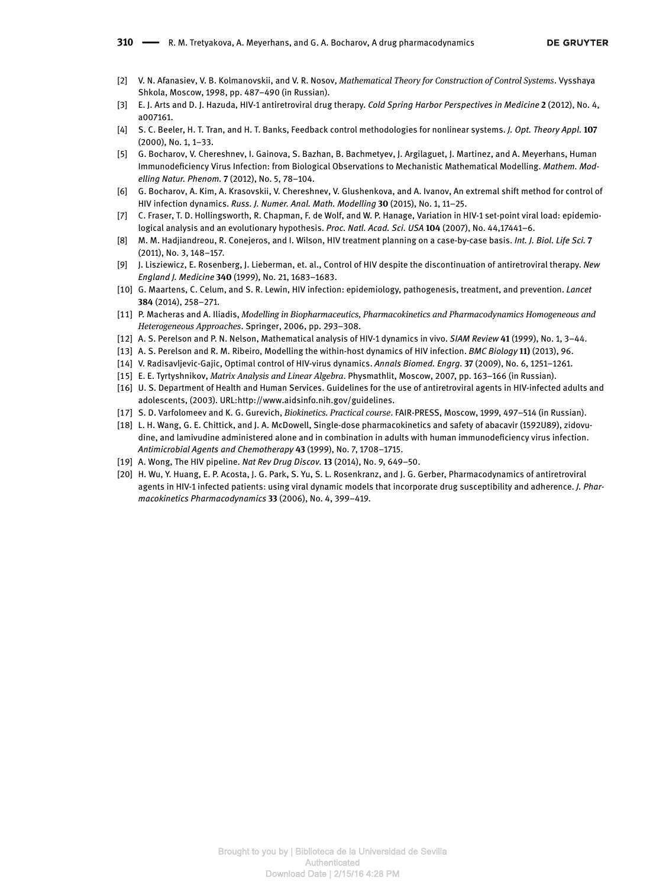[2] V. N. Afanasiev, V. B. Kolmanovskii, and V. R. Nosov, *Mathematical Theory for Construction of Control Systems*. Vysshaya Shkola, Moscow, 1998, pp. 487–490 (in Russian).

[3] E. J. Arts and D. J. Hazuda, HIV-1 antiretroviral drug therapy. *Cold Spring Harbor Perspectives in Medicine* **2** (2012), No. 4, a007161.

[4] S. C. Beeler, H. T. Tran, and H. T. Banks, Feedback control methodologies for nonlinear systems. *J. Opt. Theory Appl.* **107** (2000), No. 1, 1–33.

[5] G. Bocharov, V. Chereshnev, I. Gainova, S. Bazhan, B. Bachmetyev, J. Argilaguet, J. Martinez, and A. Meyerhans, Human Immunodeficiency Virus Infection: from Biological Observations to Mechanistic Mathematical Modelling. *Mathem. Modelling Natur. Phenom.* **7** (2012), No. 5, 78–104.

[6] G. Bocharov, A. Kim, A. Krasovskii, V. Chereshnev, V. Glushenkova, and A. Ivanov, An extremal shift method for control of HIV infection dynamics. *Russ. J. Numer. Anal. Math. Modelling* **30** (2015), No. 1, 11–25.

[7] C. Fraser, T. D. Hollingsworth, R. Chapman, F. de Wolf, and W. P. Hanage, Variation in HIV-1 set-point viral load: epidemiological analysis and an evolutionary hypothesis. *Proc. Natl. Acad. Sci. USA* **104** (2007), No. 44,17441–6.

[8] M. M. Hadjiandreou, R. Conejeros, and I. Wilson, HIV treatment planning on a case-by-case basis. *Int. J. Biol. Life Sci.* **7** (2011), No. 3, 148–157.

[9] J. Lisziewicz, E. Rosenberg, J. Lieberman, et. al., Control of HIV despite the discontinuation of antiretroviral therapy. *New England J. Medicine* **340** (1999), No. 21, 1683–1683.

[10] G. Maartens, C. Celum, and S. R. Lewin, HIV infection: epidemiology, pathogenesis, treatment, and prevention. *Lancet* **384** (2014), 258–271.

[11] P. Macheras and A. Iliadis, *Modelling in Biopharmaceutics, Pharmacokinetics and Pharmacodynamics Homogeneous and Heterogeneous Approaches*. Springer, 2006, pp. 293–308.

[12] A. S. Perelson and P. N. Nelson, Mathematical analysis of HIV-1 dynamics in vivo. *SIAM Review* **41** (1999), No. 1, 3–44.

[13] A. S. Perelson and R. M. Ribeiro, Modelling the within-host dynamics of HIV infection. *BMC Biology* **11)** (2013), 96.

[14] V. Radisavljevic-Gajic, Optimal control of HIV-virus dynamics. *Annals Biomed. Engrg.* **37** (2009), No. 6, 1251–1261.

[15] E. E. Tyrtyshnikov, *Matrix Analysis and Linear Algebra*. Physmathlit, Moscow, 2007, pp. 163–166 (in Russian).

[16] U. S. Department of Health and Human Services. Guidelines for the use of antiretroviral agents in HIV-infected adults and adolescents, (2003). URL:http://www.aidsinfo.nih.gov/guidelines.

[17] S. D. Varfolomeev and K. G. Gurevich, *Biokinetics. Practical course*. FAIR-PRESS, Moscow, 1999, 497–514 (in Russian).

[18] L. H. Wang, G. E. Chittick, and J. A. McDowell, Single-dose pharmacokinetics and safety of abacavir (1592U89), zidovudine, and lamivudine administered alone and in combination in adults with human immunodeficiency virus infection. *Antimicrobial Agents and Chemotherapy* **43** (1999), No. 7, 1708–1715.

[19] A. Wong, The HIV pipeline. *Nat Rev Drug Discov.* **13** (2014), No. 9, 649–50.

[20] H. Wu, Y. Huang, E. P. Acosta, J. G. Park, S. Yu, S. L. Rosenkranz, and J. G. Gerber, Pharmacodynamics of antiretroviral agents in HIV-1 infected patients: using viral dynamic models that incorporate drug susceptibility and adherence. *J. Pharmacokinetics Pharmacodynamics* **33** (2006), No. 4, 399–419.